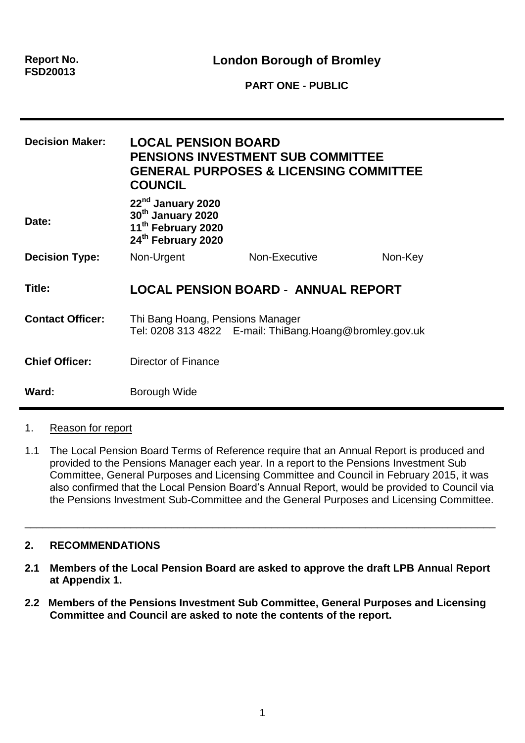**Report No. FSD20013**

# London Borough of Bromley

**PART ONE - PUBLIC**

---

| | | | |
|---|---|---|---|
| **Decision Maker:** | **LOCAL PENSION BOARD**<br>**PENSIONS INVESTMENT SUB COMMITTEE**<br>**GENERAL PURPOSES & LICENSING COMMITTEE**<br>**COUNCIL** | | |
| **Date:** | **22nd January 2020**<br>**30th January 2020**<br>**11th February 2020**<br>**24th February 2020** | | |
| **Decision Type:** | Non-Urgent | Non-Executive | Non-Key |
| **Title:** | **LOCAL PENSION BOARD - ANNUAL REPORT** | | |
| **Contact Officer:** | Thi Bang Hoang, Pensions Manager<br>Tel: 0208 313 4822 E-mail: ThiBang.Hoang@bromley.gov.uk | | |
| **Chief Officer:** | Director of Finance | | |
| **Ward:** | Borough Wide | | |

---

1. Reason for report

1.1 The Local Pension Board Terms of Reference require that an Annual Report is produced and provided to the Pensions Manager each year. In a report to the Pensions Investment Sub Committee, General Purposes and Licensing Committee and Council in February 2015, it was also confirmed that the Local Pension Board's Annual Report, would be provided to Council via the Pensions Investment Sub-Committee and the General Purposes and Licensing Committee.

---

**2. RECOMMENDATIONS**

**2.1 Members of the Local Pension Board are asked to approve the draft LPB Annual Report at Appendix 1.**

**2.2 Members of the Pensions Investment Sub Committee, General Purposes and Licensing Committee and Council are asked to note the contents of the report.**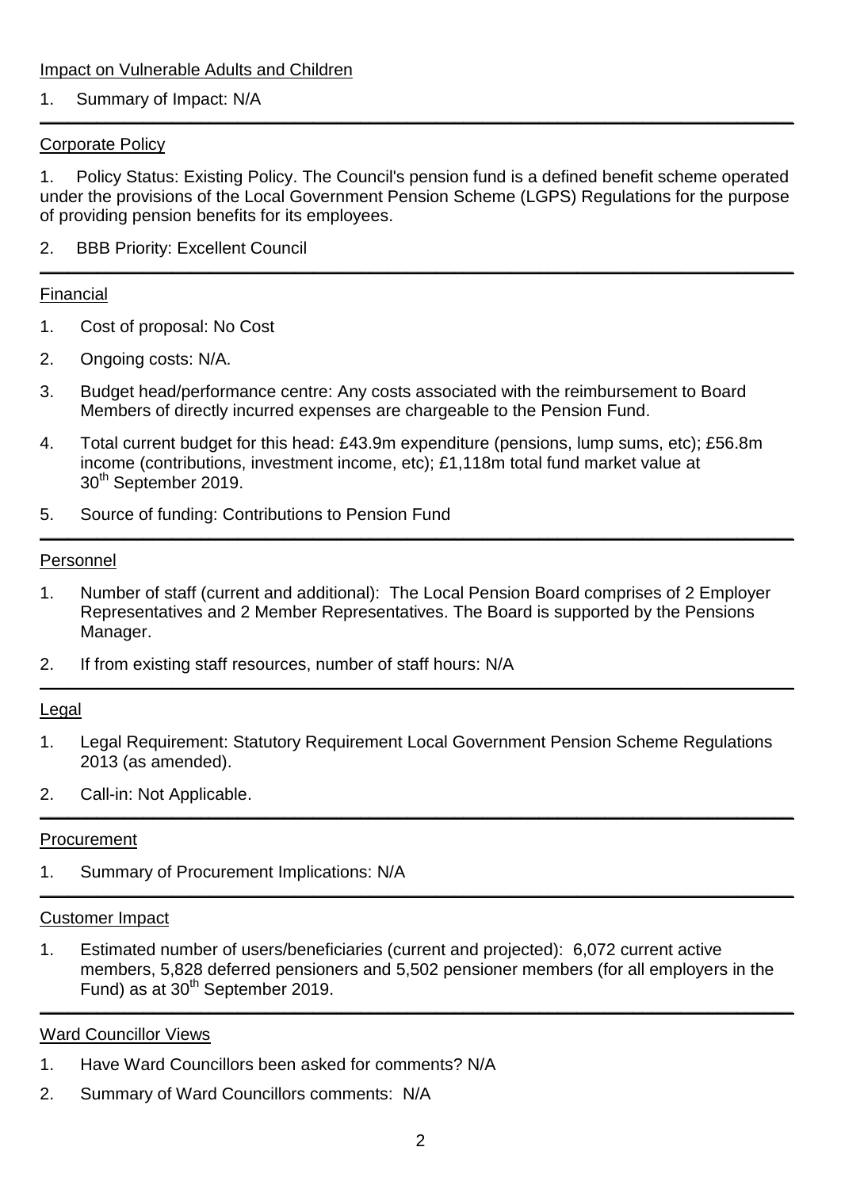Impact on Vulnerable Adults and Children

1. Summary of Impact: N/A

---

Corporate Policy

1. Policy Status: Existing Policy. The Council's pension fund is a defined benefit scheme operated under the provisions of the Local Government Pension Scheme (LGPS) Regulations for the purpose of providing pension benefits for its employees.
2. BBB Priority: Excellent Council

---

Financial

1. Cost of proposal: No Cost
2. Ongoing costs: N/A.
3. Budget head/performance centre: Any costs associated with the reimbursement to Board Members of directly incurred expenses are chargeable to the Pension Fund.
4. Total current budget for this head: £43.9m expenditure (pensions, lump sums, etc); £56.8m income (contributions, investment income, etc); £1,118m total fund market value at 30th September 2019.
5. Source of funding: Contributions to Pension Fund

---

Personnel

1. Number of staff (current and additional): The Local Pension Board comprises of 2 Employer Representatives and 2 Member Representatives. The Board is supported by the Pensions Manager.
2. If from existing staff resources, number of staff hours: N/A

---

Legal

1. Legal Requirement: Statutory Requirement Local Government Pension Scheme Regulations 2013 (as amended).
2. Call-in: Not Applicable.

---

Procurement

1. Summary of Procurement Implications: N/A

---

Customer Impact

1. Estimated number of users/beneficiaries (current and projected): 6,072 current active members, 5,828 deferred pensioners and 5,502 pensioner members (for all employers in the Fund) as at 30th September 2019.

---

Ward Councillor Views

1. Have Ward Councillors been asked for comments? N/A
2. Summary of Ward Councillors comments: N/A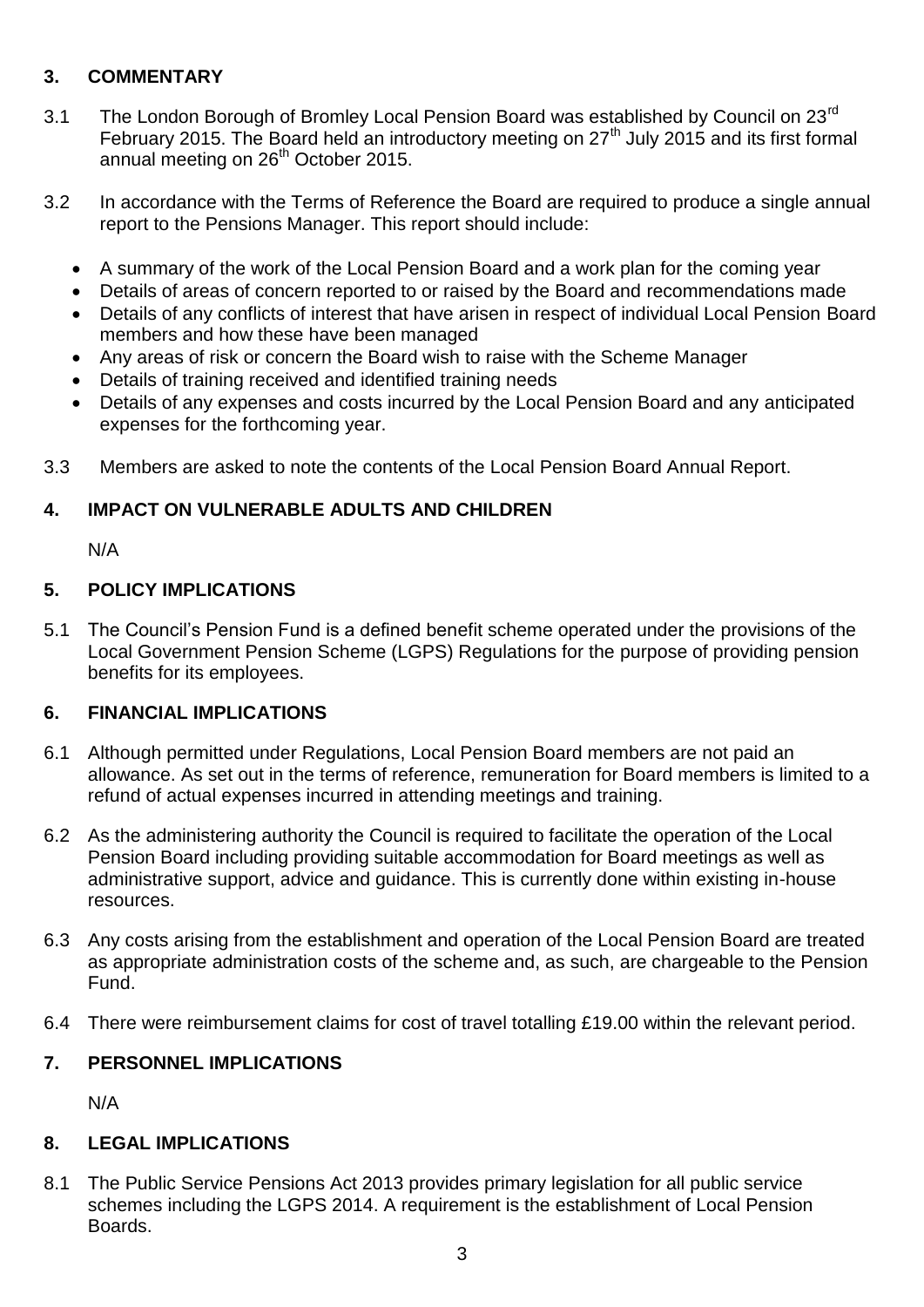## 3. COMMENTARY

3.1 The London Borough of Bromley Local Pension Board was established by Council on 23rd February 2015. The Board held an introductory meeting on 27th July 2015 and its first formal annual meeting on 26th October 2015.

3.2 In accordance with the Terms of Reference the Board are required to produce a single annual report to the Pensions Manager. This report should include:

- A summary of the work of the Local Pension Board and a work plan for the coming year
- Details of areas of concern reported to or raised by the Board and recommendations made
- Details of any conflicts of interest that have arisen in respect of individual Local Pension Board members and how these have been managed
- Any areas of risk or concern the Board wish to raise with the Scheme Manager
- Details of training received and identified training needs
- Details of any expenses and costs incurred by the Local Pension Board and any anticipated expenses for the forthcoming year.

3.3 Members are asked to note the contents of the Local Pension Board Annual Report.

## 4. IMPACT ON VULNERABLE ADULTS AND CHILDREN

N/A

## 5. POLICY IMPLICATIONS

5.1 The Council's Pension Fund is a defined benefit scheme operated under the provisions of the Local Government Pension Scheme (LGPS) Regulations for the purpose of providing pension benefits for its employees.

## 6. FINANCIAL IMPLICATIONS

6.1 Although permitted under Regulations, Local Pension Board members are not paid an allowance. As set out in the terms of reference, remuneration for Board members is limited to a refund of actual expenses incurred in attending meetings and training.

6.2 As the administering authority the Council is required to facilitate the operation of the Local Pension Board including providing suitable accommodation for Board meetings as well as administrative support, advice and guidance. This is currently done within existing in-house resources.

6.3 Any costs arising from the establishment and operation of the Local Pension Board are treated as appropriate administration costs of the scheme and, as such, are chargeable to the Pension Fund.

6.4 There were reimbursement claims for cost of travel totalling £19.00 within the relevant period.

## 7. PERSONNEL IMPLICATIONS

N/A

## 8. LEGAL IMPLICATIONS

8.1 The Public Service Pensions Act 2013 provides primary legislation for all public service schemes including the LGPS 2014. A requirement is the establishment of Local Pension Boards.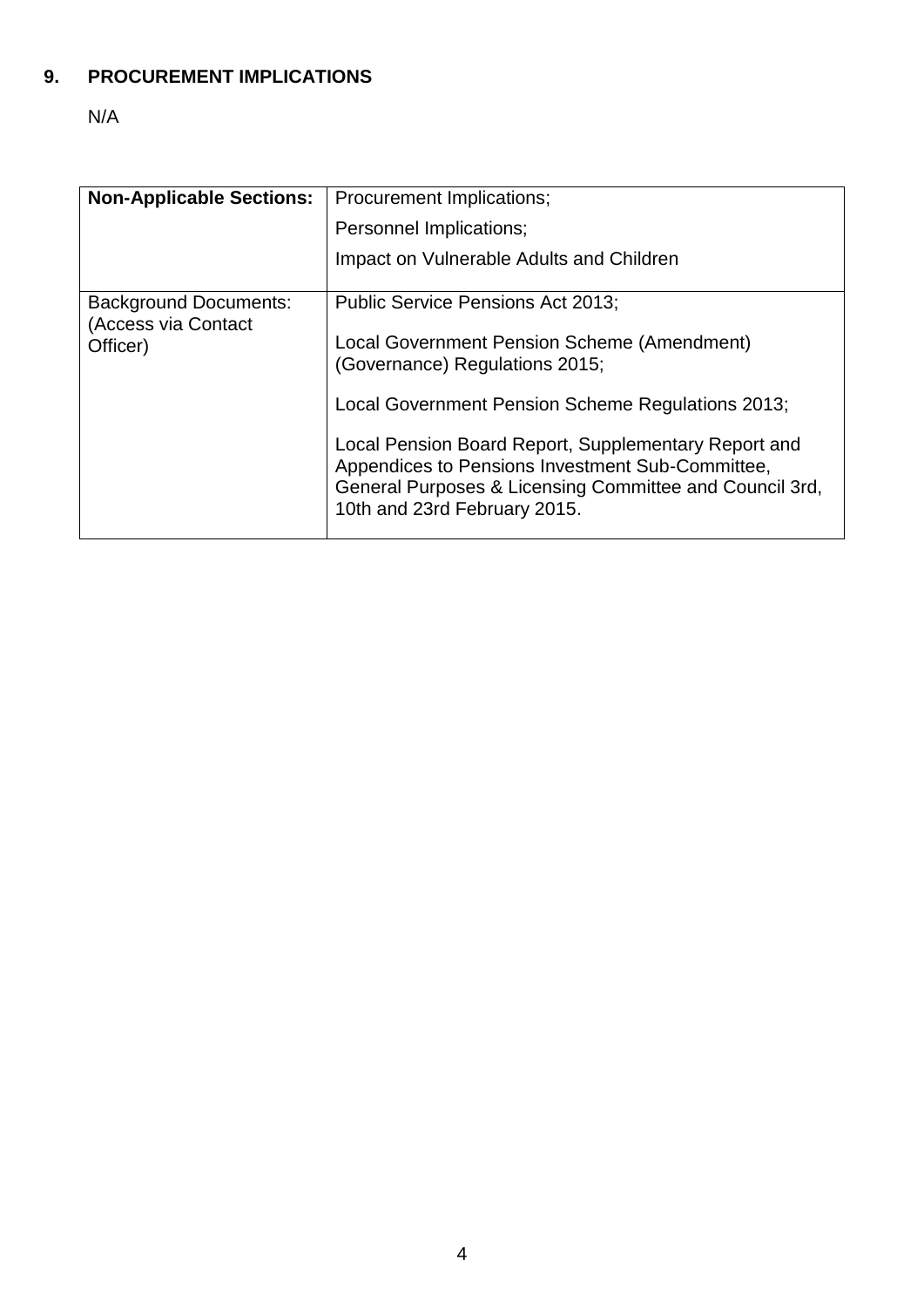## 9. PROCUREMENT IMPLICATIONS

N/A

| | |
|---|---|
| **Non-Applicable Sections:** | Procurement Implications;<br>Personnel Implications;<br>Impact on Vulnerable Adults and Children |
| Background Documents: (Access via Contact Officer) | Public Service Pensions Act 2013;<br>Local Government Pension Scheme (Amendment) (Governance) Regulations 2015;<br>Local Government Pension Scheme Regulations 2013;<br>Local Pension Board Report, Supplementary Report and Appendices to Pensions Investment Sub-Committee, General Purposes & Licensing Committee and Council 3rd, 10th and 23rd February 2015. |